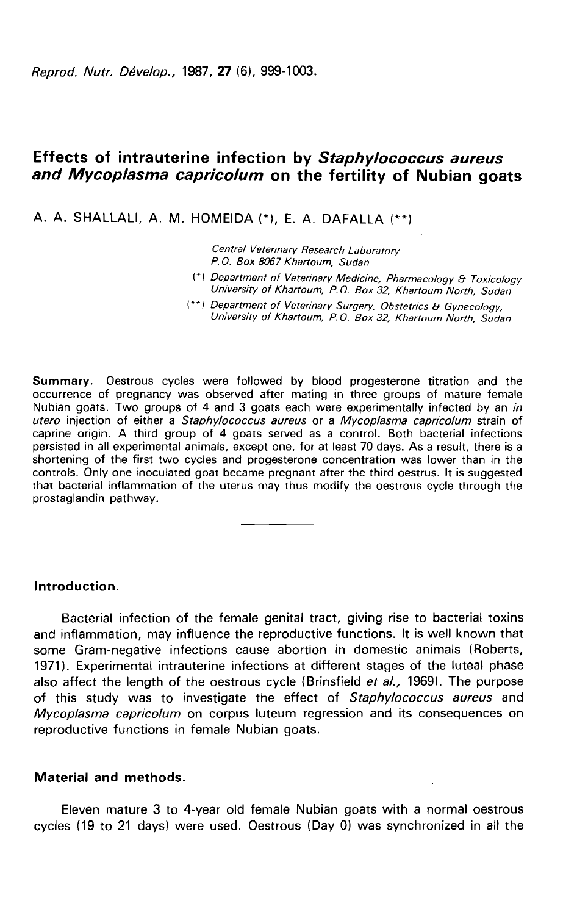# Effects of intrauterine infection by *Staphylococcus aureus* and *Mycoplasma capricolum* on the fertility of Nubian goats

A. A. SHALLALI, A. M. HOMEIDA (*), E. A. DAFALLA (**)

*Central Veterinary Research Laboratory*
*P.O. Box 8067 Khartoum, Sudan*

(*) *Department of Veterinary Medicine, Pharmacology & Toxicology University of Khartoum, P.O. Box 32, Khartoum North, Sudan*

(**) *Department of Veterinary Surgery, Obstetrics & Gynecology, University of Khartoum, P.O. Box 32, Khartoum North, Sudan*

**Summary**. Oestrous cycles were followed by blood progesterone titration and the occurrence of pregnancy was observed after mating in three groups of mature female Nubian goats. Two groups of 4 and 3 goats each were experimentally infected by an *in utero* injection of either a *Staphylococcus aureus* or a *Mycoplasma capricolum* strain of caprine origin. A third group of 4 goats served as a control. Both bacterial infections persisted in all experimental animals, except one, for at least 70 days. As a result, there is a shortening of the first two cycles and progesterone concentration was lower than in the controls. Only one inoculated goat became pregnant after the third oestrus. It is suggested that bacterial inflammation of the uterus may thus modify the oestrous cycle through the prostaglandin pathway.

## Introduction.

Bacterial infection of the female genital tract, giving rise to bacterial toxins and inflammation, may influence the reproductive functions. It is well known that some Gram-negative infections cause abortion in domestic animals (Roberts, 1971). Experimental intrauterine infections at different stages of the luteal phase also affect the length of the oestrous cycle (Brinsfield *et al.*, 1969). The purpose of this study was to investigate the effect of *Staphylococcus aureus* and *Mycoplasma capricolum* on corpus luteum regression and its consequences on reproductive functions in female Nubian goats.

## Material and methods.

Eleven mature 3 to 4-year old female Nubian goats with a normal oestrous cycles (19 to 21 days) were used. Oestrous (Day 0) was synchronized in all the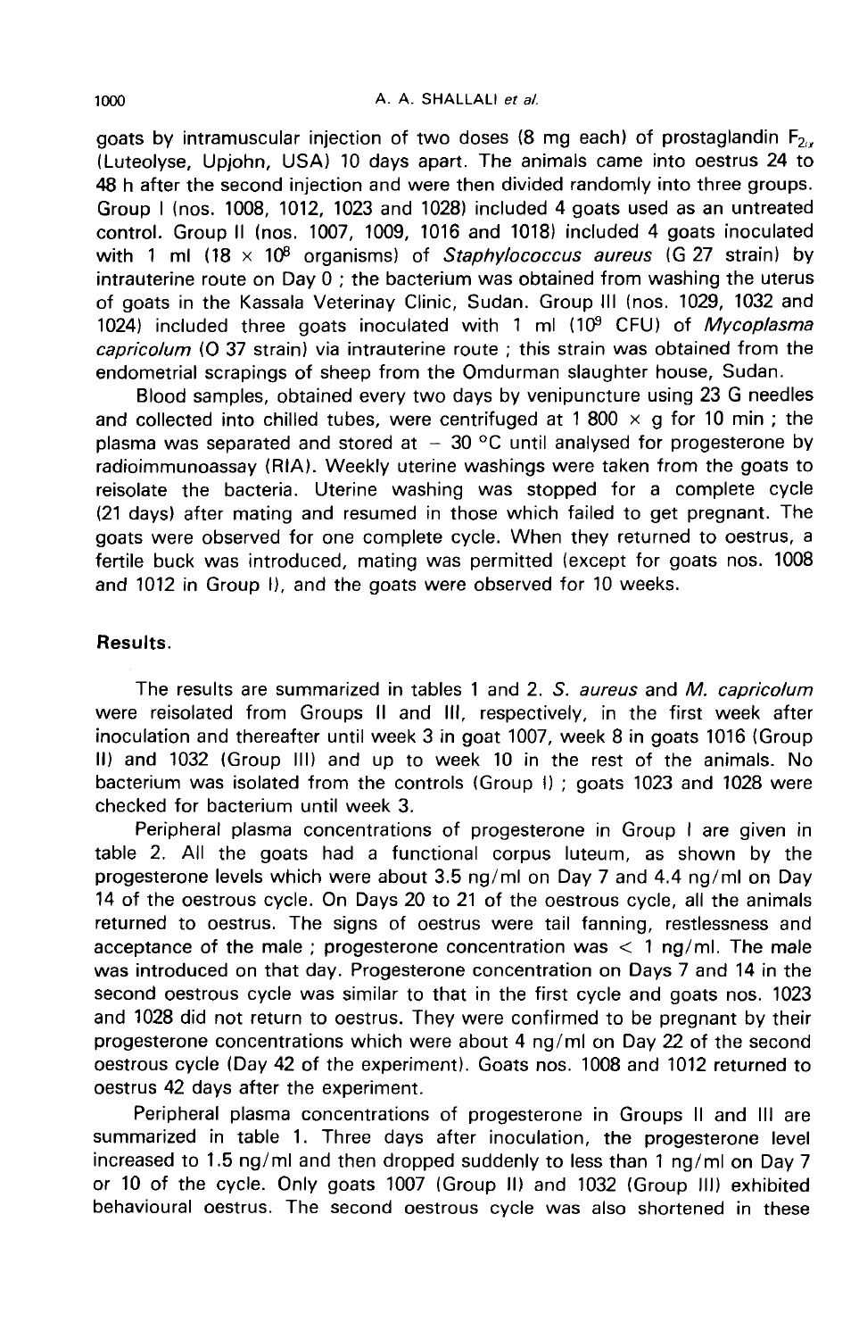goats by intramuscular injection of two doses (8 mg each) of prostaglandin $F_{2\alpha}$ (Luteolyse, Upjohn, USA) 10 days apart. The animals came into oestrus 24 to 48 h after the second injection and were then divided randomly into three groups. Group I (nos. 1008, 1012, 1023 and 1028) included 4 goats used as an untreated control. Group II (nos. 1007, 1009, 1016 and 1018) included 4 goats inoculated with 1 ml ($18 \times 10^8$ organisms) of *Staphylococcus aureus* (G 27 strain) by intrauterine route on Day 0 ; the bacterium was obtained from washing the uterus of goats in the Kassala Veterinay Clinic, Sudan. Group III (nos. 1029, 1032 and 1024) included three goats inoculated with 1 ml ($10^9$ CFU) of *Mycoplasma capricolum* (O 37 strain) via intrauterine route ; this strain was obtained from the endometrial scrapings of sheep from the Omdurman slaughter house, Sudan.

Blood samples, obtained every two days by venipuncture using 23 G needles and collected into chilled tubes, were centrifuged at 1 800 × g for 10 min ; the plasma was separated and stored at − 30 °C until analysed for progesterone by radioimmunoassay (RIA). Weekly uterine washings were taken from the goats to reisolate the bacteria. Uterine washing was stopped for a complete cycle (21 days) after mating and resumed in those which failed to get pregnant. The goats were observed for one complete cycle. When they returned to oestrus, a fertile buck was introduced, mating was permitted (except for goats nos. 1008 and 1012 in Group I), and the goats were observed for 10 weeks.

## Results.

The results are summarized in tables 1 and 2. *S. aureus* and *M. capricolum* were reisolated from Groups II and III, respectively, in the first week after inoculation and thereafter until week 3 in goat 1007, week 8 in goats 1016 (Group II) and 1032 (Group III) and up to week 10 in the rest of the animals. No bacterium was isolated from the controls (Group I) ; goats 1023 and 1028 were checked for bacterium until week 3.

Peripheral plasma concentrations of progesterone in Group I are given in table 2. All the goats had a functional corpus luteum, as shown by the progesterone levels which were about 3.5 ng/ml on Day 7 and 4.4 ng/ml on Day 14 of the oestrous cycle. On Days 20 to 21 of the oestrous cycle, all the animals returned to oestrus. The signs of oestrus were tail fanning, restlessness and acceptance of the male ; progesterone concentration was < 1 ng/ml. The male was introduced on that day. Progesterone concentration on Days 7 and 14 in the second oestrous cycle was similar to that in the first cycle and goats nos. 1023 and 1028 did not return to oestrus. They were confirmed to be pregnant by their progesterone concentrations which were about 4 ng/ml on Day 22 of the second oestrous cycle (Day 42 of the experiment). Goats nos. 1008 and 1012 returned to oestrus 42 days after the experiment.

Peripheral plasma concentrations of progesterone in Groups II and III are summarized in table 1. Three days after inoculation, the progesterone level increased to 1.5 ng/ml and then dropped suddenly to less than 1 ng/ml on Day 7 or 10 of the cycle. Only goats 1007 (Group II) and 1032 (Group III) exhibited behavioural oestrus. The second oestrous cycle was also shortened in these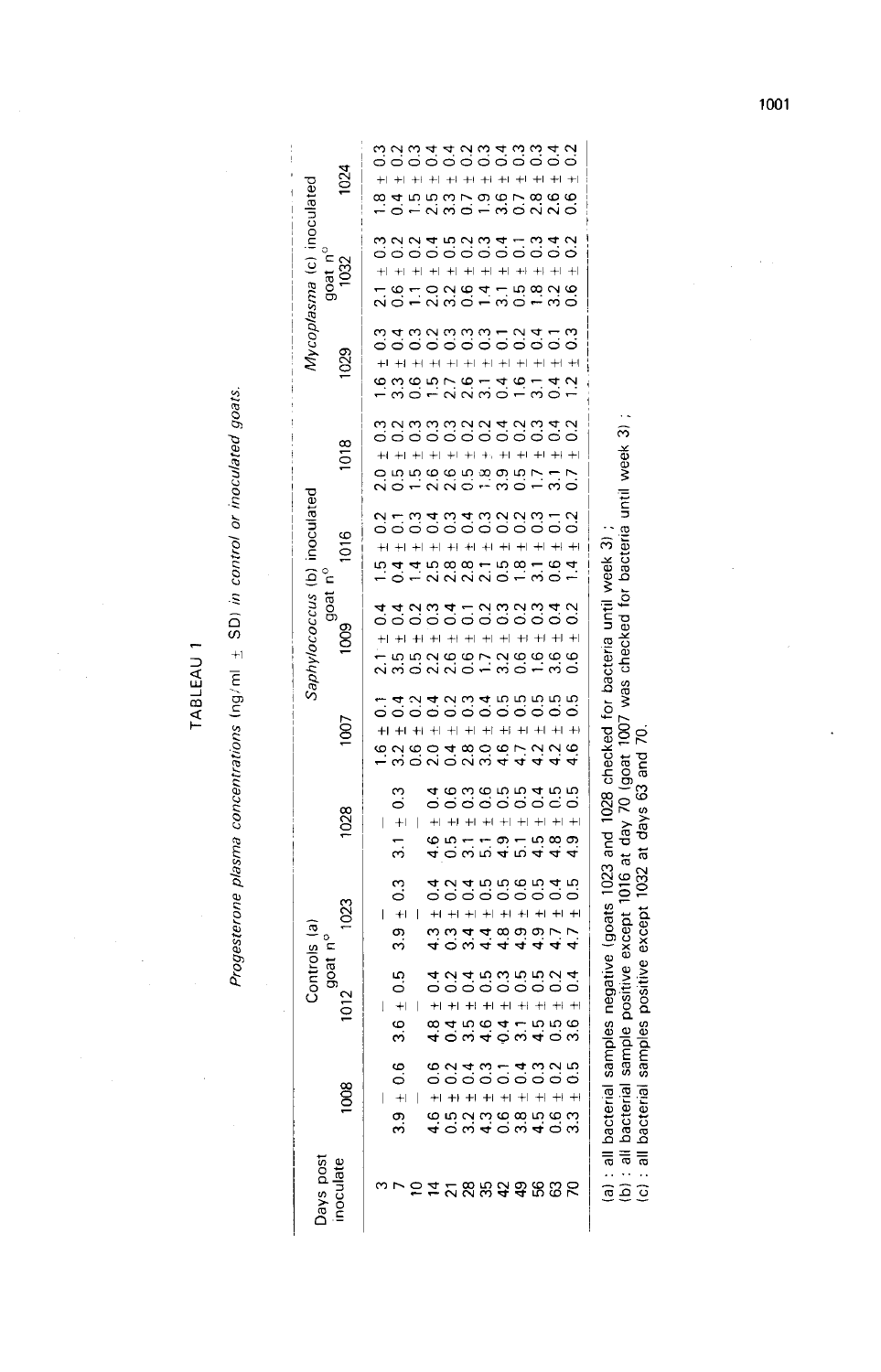# TABLEAU 1

*Progesterone plasma concentrations (ng/ml ± SD) in control or inoculated goats.*

| Days post inoculate | Controls (a) goat n° | | | | *Saphylococcus* (b) inoculated goat n° | | | | *Mycoplasma* (c) inoculated goat n° | | |
|---|---|---|---|---|---|---|---|---|---|---|---|
| | 1008 | 1012 | 1023 | 1028 | 1007 | 1009 | 1016 | 1018 | 1029 | 1032 | 1024 |
| 3 | — | — | — | — | 1.6 ± 0.1 | 2.1 ± 0.4 | 1.5 ± 0.2 | 2.0 ± 0.3 | 1.6 ± 0.3 | 2.1 ± 0.3 | 1.8 ± 0.3 |
| 7 | 3.9 ± 0.6 | 3.6 ± 0.5 | 3.9 ± 0.3 | 3.1 ± 0.3 | 3.2 ± 0.4 | 3.5 ± 0.4 | 0.4 ± 0.1 | 0.5 ± 0.2 | 3.3 ± 0.4 | 0.6 ± 0.2 | 0.4 ± 0.2 |
| 10 | — | — | — | — | 0.6 ± 0.2 | 0.5 ± 0.2 | 1.4 ± 0.3 | 1.5 ± 0.3 | 0.6 ± 0.3 | 1.1 ± 0.2 | 1.5 ± 0.3 |
| 14 | 4.6 ± 0.6 | 4.8 ± 0.4 | 4.3 ± 0.4 | 4.6 ± 0.4 | 2.0 ± 0.4 | 2.2 ± 0.3 | 2.5 ± 0.4 | 2.6 ± 0.3 | 1.5 ± 0.2 | 2.0 ± 0.4 | 2.5 ± 0.4 |
| 21 | 0.5 ± 0.2 | 0.4 ± 0.2 | 0.3 ± 0.2 | 0.5 ± 0.6 | 0.4 ± 0.2 | 2.6 ± 0.4 | 2.8 ± 0.3 | 2.6 ± 0.3 | 2.7 ± 0.3 | 3.2 ± 0.5 | 3.3 ± 0.4 |
| 28 | 3.2 ± 0.4 | 3.5 ± 0.4 | 3.4 ± 0.4 | 3.1 ± 0.3 | 2.8 ± 0.3 | 0.6 ± 0.1 | 2.8 ± 0.4 | 0.5 ± 0.2 | 2.6 ± 0.3 | 0.6 ± 0.2 | 0.7 ± 0.2 |
| 35 | 4.3 ± 0.3 | 4.6 ± 0.5 | 4.4 ± 0.5 | 5.1 ± 0.6 | 3.0 ± 0.4 | 1.7 ± 0.2 | 2.1 ± 0.3 | 1.8 ± 0.2 | 3.1 ± 0.3 | 1.4 ± 0.3 | 1.9 ± 0.3 |
| 42 | 0.6 ± 0.1 | 0.4 ± 0.3 | 4.8 ± 0.5 | 4.9 ± 0.5 | 4.6 ± 0.5 | 3.2 ± 0.3 | 0.5 ± 0.2 | 3.9 ± 0.4 | 0.4 ± 0.1 | 3.1 ± 0.4 | 3.6 ± 0.4 |
| 49 | 3.8 ± 0.4 | 3.1 ± 0.5 | 4.9 ± 0.6 | 5.1 ± 0.5 | 4.7 ± 0.5 | 0.6 ± 0.2 | 1.8 ± 0.2 | 0.5 ± 0.2 | 1.6 ± 0.2 | 0.5 ± 0.1 | 0.7 ± 0.3 |
| 56 | 4.5 ± 0.3 | 4.5 ± 0.5 | 4.9 ± 0.5 | 4.5 ± 0.4 | 4.2 ± 0.5 | 1.6 ± 0.3 | 3.1 ± 0.3 | 1.7 ± 0.3 | 3.1 ± 0.4 | 1.8 ± 0.3 | 2.8 ± 0.3 |
| 63 | 0.6 ± 0.2 | 0.5 ± 0.2 | 4.7 ± 0.4 | 4.8 ± 0.5 | 4.2 ± 0.5 | 3.6 ± 0.4 | 0.6 ± 0.1 | 3.1 ± 0.4 | 0.4 ± 0.1 | 3.2 ± 0.4 | 2.6 ± 0.4 |
| 70 | 3.3 ± 0.5 | 3.6 ± 0.4 | 4.7 ± 0.5 | 4.9 ± 0.5 | 4.6 ± 0.5 | 0.6 ± 0.2 | 1.4 ± 0.2 | 0.7 ± 0.2 | 1.2 ± 0.3 | 0.6 ± 0.2 | 0.6 ± 0.2 |

(a) : all bacterial samples negative (goats 1023 and 1028 checked for bacteria until week 3) ;
(b) : all bacterial sample positive except 1016 at day 70 (goat 1007 was checked for bacteria until week 3) ;
(c) : all bacterial samples positive except 1032 at days 63 and 70.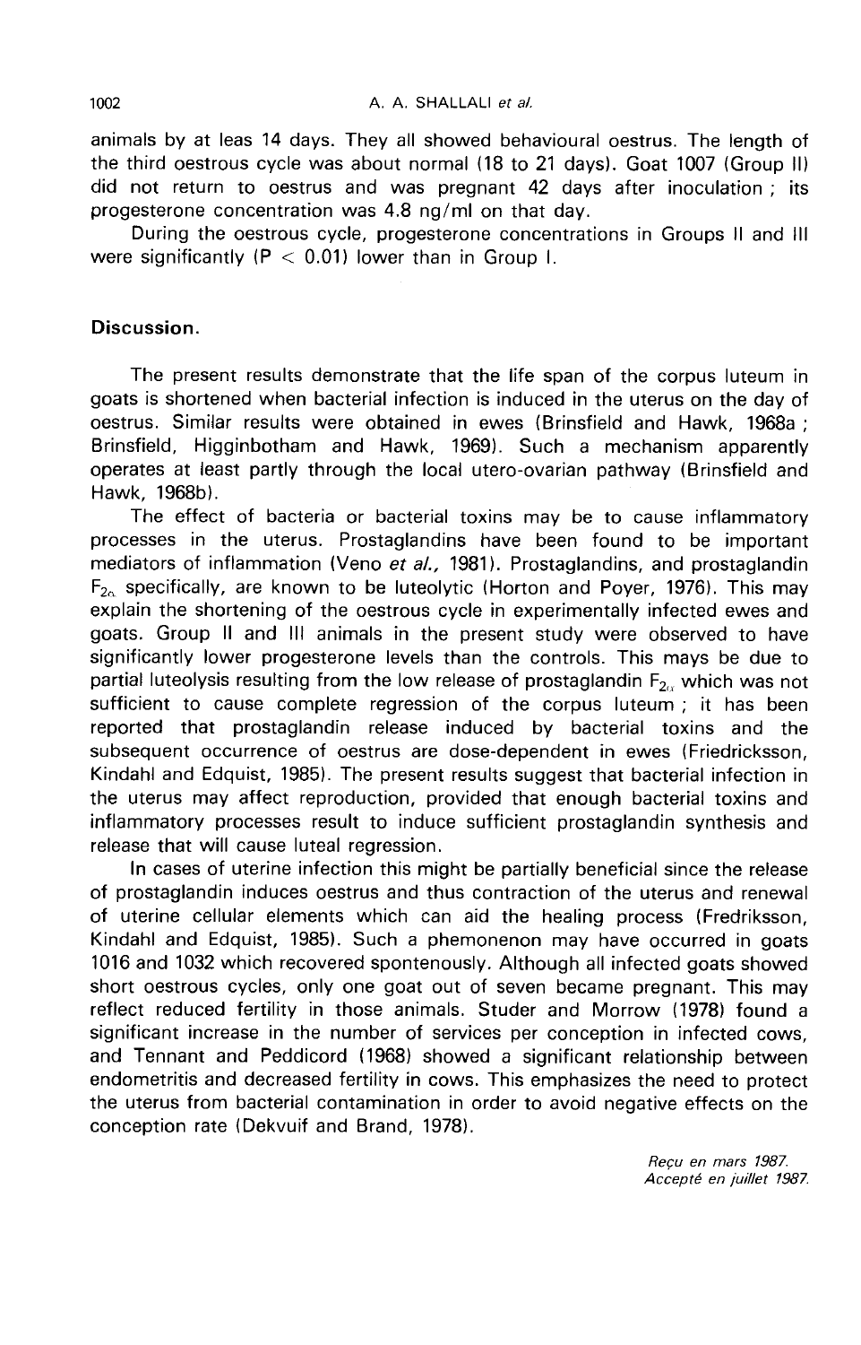animals by at leas 14 days. They all showed behavioural oestrus. The length of the third oestrous cycle was about normal (18 to 21 days). Goat 1007 (Group II) did not return to oestrus and was pregnant 42 days after inoculation ; its progesterone concentration was 4.8 ng/ml on that day.

During the oestrous cycle, progesterone concentrations in Groups II and III were significantly ($P < 0.01$) lower than in Group I.

## Discussion.

The present results demonstrate that the life span of the corpus luteum in goats is shortened when bacterial infection is induced in the uterus on the day of oestrus. Similar results were obtained in ewes (Brinsfield and Hawk, 1968a ; Brinsfield, Higginbotham and Hawk, 1969). Such a mechanism apparently operates at least partly through the local utero-ovarian pathway (Brinsfield and Hawk, 1968b).

The effect of bacteria or bacterial toxins may be to cause inflammatory processes in the uterus. Prostaglandins have been found to be important mediators of inflammation (Veno *et al.*, 1981). Prostaglandins, and prostaglandin $F_{2\alpha}$ specifically, are known to be luteolytic (Horton and Poyer, 1976). This may explain the shortening of the oestrous cycle in experimentally infected ewes and goats. Group II and III animals in the present study were observed to have significantly lower progesterone levels than the controls. This mays be due to partial luteolysis resulting from the low release of prostaglandin $F_{2\alpha}$ which was not sufficient to cause complete regression of the corpus luteum ; it has been reported that prostaglandin release induced by bacterial toxins and the subsequent occurrence of oestrus are dose-dependent in ewes (Friedricksson, Kindahl and Edquist, 1985). The present results suggest that bacterial infection in the uterus may affect reproduction, provided that enough bacterial toxins and inflammatory processes result to induce sufficient prostaglandin synthesis and release that will cause luteal regression.

In cases of uterine infection this might be partially beneficial since the release of prostaglandin induces oestrus and thus contraction of the uterus and renewal of uterine cellular elements which can aid the healing process (Fredriksson, Kindahl and Edquist, 1985). Such a phemonenon may have occurred in goats 1016 and 1032 which recovered spontenously. Although all infected goats showed short oestrous cycles, only one goat out of seven became pregnant. This may reflect reduced fertility in those animals. Studer and Morrow (1978) found a significant increase in the number of services per conception in infected cows, and Tennant and Peddicord (1968) showed a significant relationship between endometritis and decreased fertility in cows. This emphasizes the need to protect the uterus from bacterial contamination in order to avoid negative effects on the conception rate (Dekvuif and Brand, 1978).

*Reçu en mars 1987.*
*Accepté en juillet 1987.*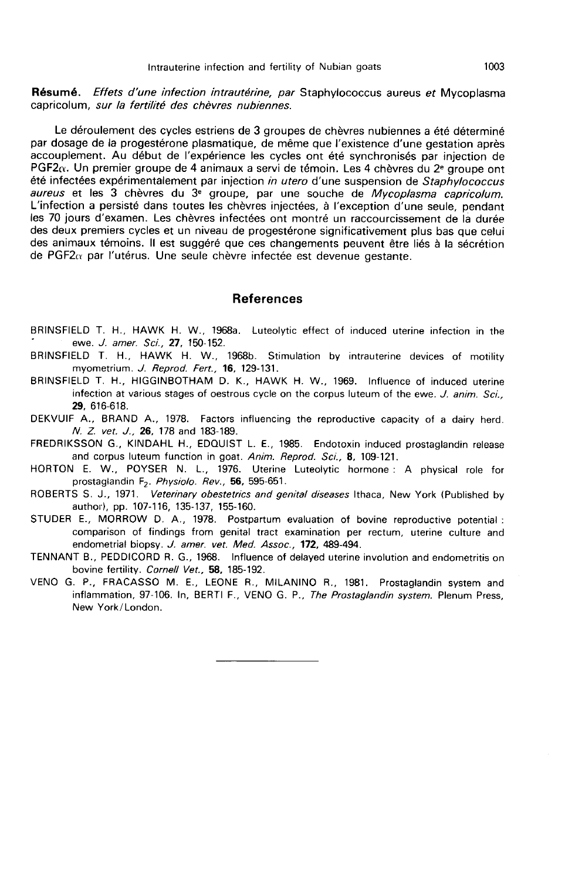**Résumé.** *Effets d'une infection intrautérine, par* Staphylococcus aureus *et* Mycoplasma capricolum, *sur la fertilité des chèvres nubiennes.*

Le déroulement des cycles estriens de 3 groupes de chèvres nubiennes a été déterminé par dosage de la progestérone plasmatique, de même que l'existence d'une gestation après accouplement. Au début de l'expérience les cycles ont été synchronisés par injection de PGF2$\alpha$. Un premier groupe de 4 animaux a servi de témoin. Les 4 chèvres du 2[e] groupe ont été infectées expérimentalement par injection *in utero* d'une suspension de *Staphylococcus aureus* et les 3 chèvres du 3[e] groupe, par une souche de *Mycoplasma capricolum.* L'infection a persisté dans toutes les chèvres injectées, à l'exception d'une seule, pendant les 70 jours d'examen. Les chèvres infectées ont montré un raccourcissement de la durée des deux premiers cycles et un niveau de progestérone significativement plus bas que celui des animaux témoins. Il est suggéré que ces changements peuvent être liés à la sécrétion de PGF2$\alpha$ par l'utérus. Une seule chèvre infectée est devenue gestante.

## References

BRINSFIELD T. H., HAWK H. W., 1968a. Luteolytic effect of induced uterine infection in the ewe. *J. amer. Sci.*, **27**, 150-152.

BRINSFIELD T. H., HAWK H. W., 1968b. Stimulation by intrauterine devices of motility myometrium. *J. Reprod. Fert.*, **16**, 129-131.

BRINSFIELD T. H., HIGGINBOTHAM D. K., HAWK H. W., 1969. Influence of induced uterine infection at various stages of oestrous cycle on the corpus luteum of the ewe. *J. anim. Sci.*, **29**, 616-618.

DEKVUIF A., BRAND A., 1978. Factors influencing the reproductive capacity of a dairy herd. *N. Z. vet. J.*, **26**, 178 and 183-189.

FREDRIKSSON G., KINDAHL H., EDQUIST L. E., 1985. Endotoxin induced prostaglandin release and corpus luteum function in goat. *Anim. Reprod. Sci.*, **8**, 109-121.

HORTON E. W., POYSER N. L., 1976. Uterine Luteolytic hormone : A physical role for prostaglandin $F_2$. *Physiolo. Rev.*, **56**, 595-651.

ROBERTS S. J., 1971. *Veterinary obestetrics and genital diseases* Ithaca, New York (Published by author), pp. 107-116, 135-137, 155-160.

STUDER E., MORROW D. A., 1978. Postpartum evaluation of bovine reproductive potential : comparison of findings from genital tract examination per rectum, uterine culture and endometrial biopsy. *J. amer. vet. Med. Assoc.*, **172**, 489-494.

TENNANT B., PEDDICORD R. G., 1968. Influence of delayed uterine involution and endometritis on bovine fertility. *Cornell Vet.*, **58**, 185-192.

VENO G. P., FRACASSO M. E., LEONE R., MILANINO R., 1981. Prostaglandin system and inflammation, 97-106. In, BERTI F., VENO G. P., *The Prostaglandin system.* Plenum Press, New York/London.